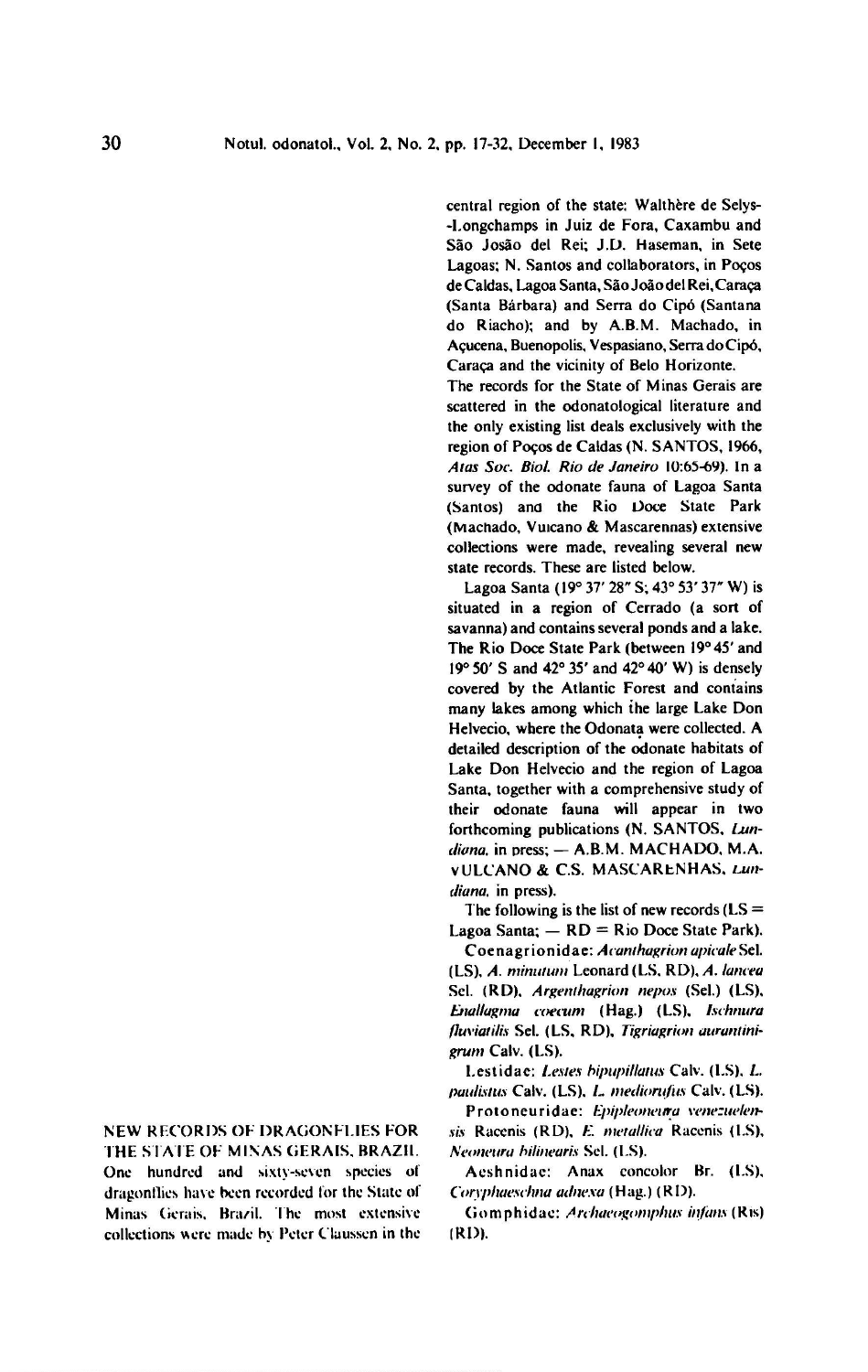## NEW RECORDS OF DRAGONFLIES FOR THE STATE OF MINAS GERAIS, BRAZIL.

One hundred and sixty-seven species of dragonflies have been recorded for the State of Minas Gerais, Brazil. The most extensive collections were made by Peter Claussen in the central region of the state: Walthère de Selys-Longchamps in Juiz de Fora, Caxambu and São Josão del Rei; J.D. Haseman, in Sete Lagoas; N. Santos and collaborators, in Poços de Caldas, Lagoa Santa, São João del Rei, Caraça (Santa Bárbara) and Serra do Cipó (Santana do Riacho); and by A.B.M. Machado, in Açucena, Buenopolis, Vespasiano, Serra do Cipó, Caraça and the vicinity of Belo Horizonte.

The records for the State of Minas Gerais are scattered in the odonatological literature and the only existing list deals exclusively with the region of Poços de Caldas (N. SANTOS, 1966, *Atas Soc. Biol. Rio de Janeiro* 10:65-69). In a survey of the odonate fauna of Lagoa Santa (Santos) and the Rio Doce State Park (Machado, Vulcano & Mascarennas) extensive collections were made, revealing several new state records. These are listed below.

Lagoa Santa (19° 37′ 28″ S; 43° 53′ 37″ W) is situated in a region of Cerrado (a sort of savanna) and contains several ponds and a lake. The Rio Doce State Park (between 19° 45′ and 19° 50′ S and 42° 35′ and 42° 40′ W) is densely covered by the Atlantic Forest and contains many lakes among which the large Lake Don Helvecio, where the Odonata were collected. A detailed description of the odonate habitats of Lake Don Helvecio and the region of Lagoa Santa, together with a comprehensive study of their odonate fauna will appear in two forthcoming publications (N. SANTOS, *Lundiana*, in press; — A.B.M. MACHADO, M.A. VULCANO & C.S. MASCARENHAS, *Lundiana*, in press).

The following is the list of new records (LS = Lagoa Santa; — RD = Rio Doce State Park).

Coenagrionidae: *Acanthagrion apicale* Sel. (LS), *A. minutum* Leonard (LS, RD), *A. lancea* Sel. (RD), *Argenthagrion nepos* (Sel.) (LS), *Enallagma coecum* (Hag.) (LS), *Ischnura fluviatilis* Sel. (LS, RD), *Tigriagrion aurantinigrum* Calv. (LS).

Lestidae: *Lestes bipupillatus* Calv. (LS), *L. paulistus* Calv. (LS), *L. mediorufus* Calv. (LS).

Protoneuridae: *Epipleoneura venezuelensis* Racenis (RD), *E. metallica* Racenis (LS), *Neoneura bilinearis* Sel. (LS).

Aeshnidae: Anax concolor Br. (LS), *Coryphaeschna adnexa* (Hag.) (RD).

Gomphidae: *Archaeogomphus infans* (Ris) (RD).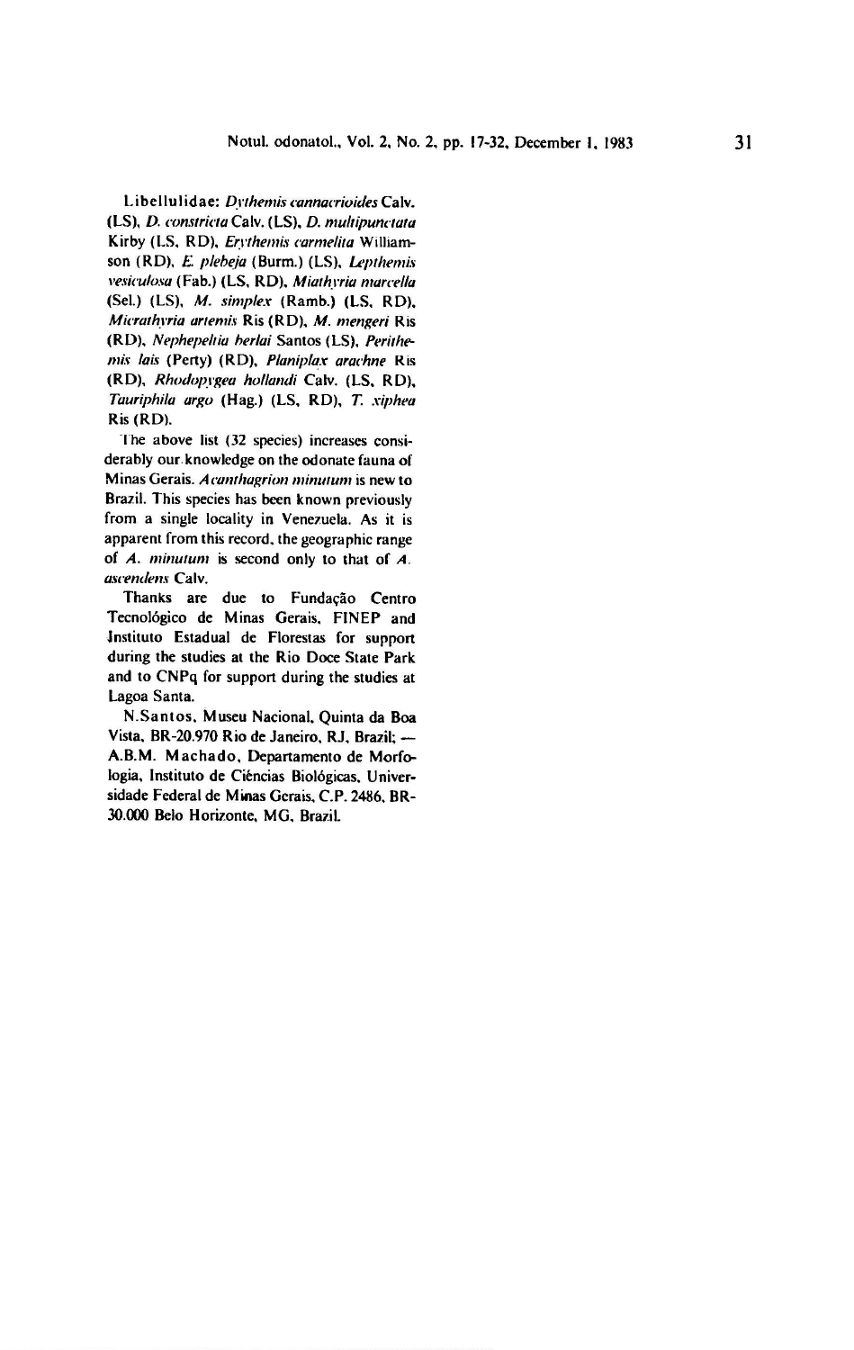**Libellulidae:** *Dythemis cannacrioides* Calv. (LS), *D. constricta* Calv. (LS), *D. multipunctata* Kirby (LS, RD), *Erythemis carmelita* Williamson (RD), *E. plebeja* (Burm.) (LS), *Lepthemis vesiculosa* (Fab.) (LS, RD), *Miathyria marcella* (Sel.) (LS), *M. simplex* (Ramb.) (LS, RD), *Micrathyria artemis* Ris (RD), *M. mengeri* Ris (RD), *Nephepeltia berlai* Santos (LS), *Perithemis lais* (Perty) (RD), *Planiplax arachne* Ris (RD), *Rhodopygea hollandi* Calv. (LS, RD), *Tauriphila argo* (Hag.) (LS, RD), *T. xiphea* Ris (RD).

The above list (32 species) increases considerably our knowledge on the odonate fauna of Minas Gerais. *Acanthagrion minutum* is new to Brazil. This species has been known previously from a single locality in Venezuela. As it is apparent from this record, the geographic range of *A. minutum* is second only to that of *A. ascendens* Calv.

Thanks are due to Fundação Centro Tecnológico de Minas Gerais, FINEP and Instituto Estadual de Florestas for support during the studies at the Rio Doce State Park and to CNPq for support during the studies at Lagoa Santa.

N. Santos, Museu Nacional, Quinta da Boa Vista, BR-20.970 Rio de Janeiro, RJ, Brazil; — A.B.M. Machado, Departamento de Morfologia, Instituto de Ciências Biológicas, Universidade Federal de Minas Gerais, C.P. 2486, BR-30.000 Belo Horizonte, MG, Brazil.